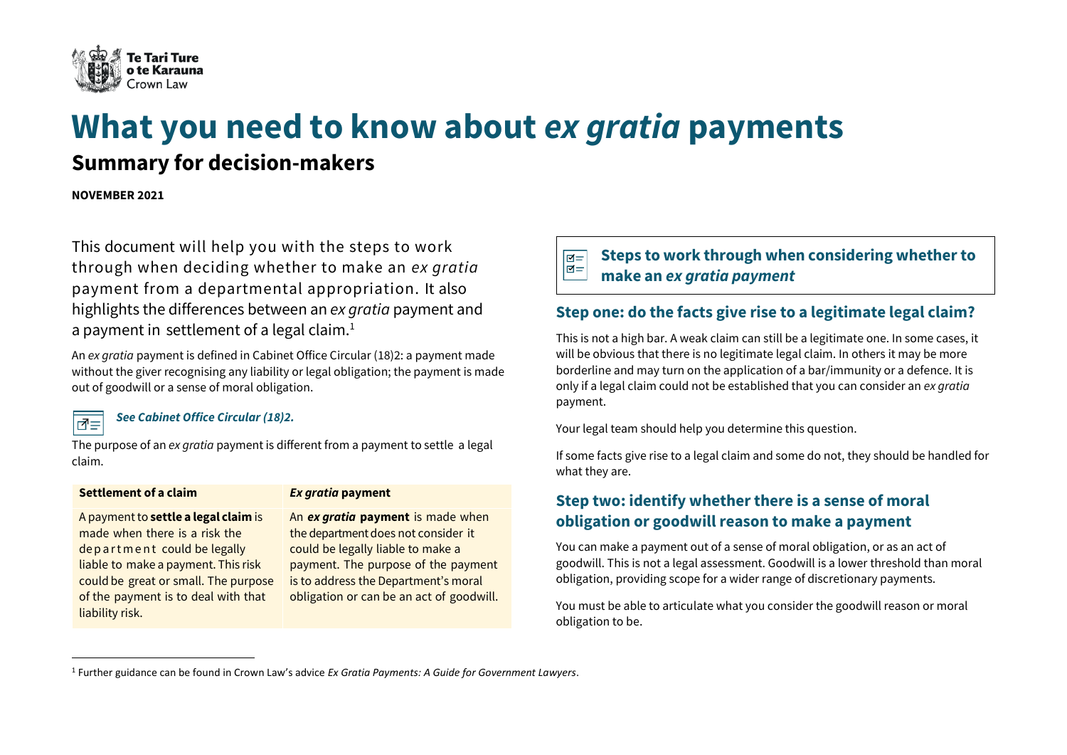Te Tari Ture o te Karauna
Crown Law

# What you need to know about *ex gratia* payments

## Summary for decision-makers

**NOVEMBER 2021**

This document will help you with the steps to work through when deciding whether to make an *ex gratia* payment from a departmental appropriation. It also highlights the differences between an *ex gratia* payment and a payment in settlement of a legal claim.[1]

An *ex gratia* payment is defined in Cabinet Office Circular (18)2: a payment made without the giver recognising any liability or legal obligation; the payment is made out of goodwill or a sense of moral obligation.

***See Cabinet Office Circular (18)2.***

The purpose of an *ex gratia* payment is different from a payment to settle a legal claim.

| Settlement of a claim | *Ex gratia* payment |
| --- | --- |
| A payment to **settle a legal claim** is made when there is a risk the department could be legally liable to make a payment. This risk could be great or small. The purpose of the payment is to deal with that liability risk. | An ***ex gratia* payment** is made when the department does not consider it could be legally liable to make a payment. The purpose of the payment is to address the Department's moral obligation or can be an act of goodwill. |

### Steps to work through when considering whether to make an *ex gratia payment*

### Step one: do the facts give rise to a legitimate legal claim?

This is not a high bar. A weak claim can still be a legitimate one. In some cases, it will be obvious that there is no legitimate legal claim. In others it may be more borderline and may turn on the application of a bar/immunity or a defence. It is only if a legal claim could not be established that you can consider an *ex gratia* payment.

Your legal team should help you determine this question.

If some facts give rise to a legal claim and some do not, they should be handled for what they are.

### Step two: identify whether there is a sense of moral obligation or goodwill reason to make a payment

You can make a payment out of a sense of moral obligation, or as an act of goodwill. This is not a legal assessment. Goodwill is a lower threshold than moral obligation, providing scope for a wider range of discretionary payments.

You must be able to articulate what you consider the goodwill reason or moral obligation to be.

[1] Further guidance can be found in Crown Law's advice *Ex Gratia Payments: A Guide for Government Lawyers*.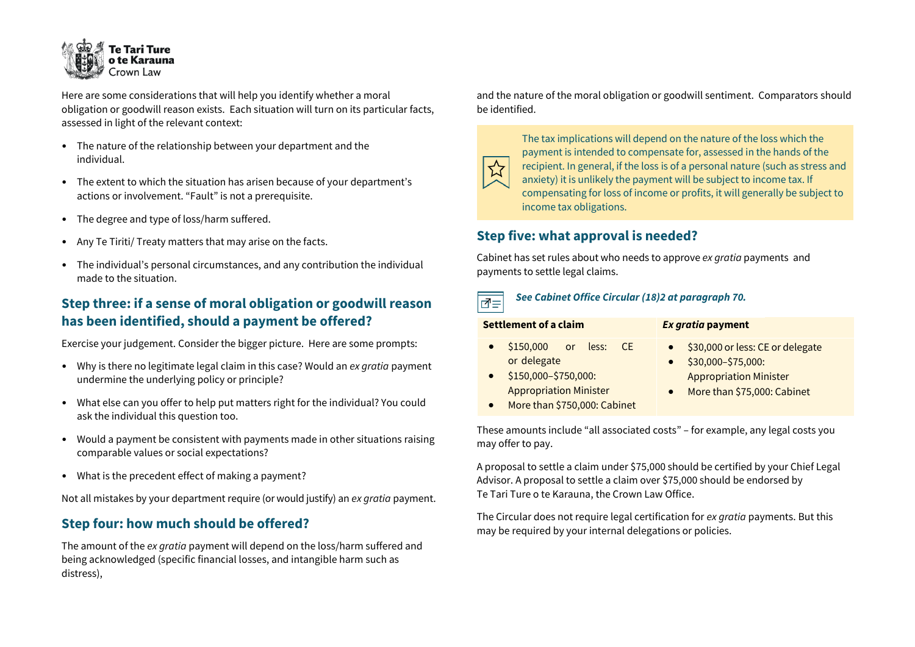Here are some considerations that will help you identify whether a moral obligation or goodwill reason exists. Each situation will turn on its particular facts, assessed in light of the relevant context:

- The nature of the relationship between your department and the individual.
- The extent to which the situation has arisen because of your department's actions or involvement. "Fault" is not a prerequisite.
- The degree and type of loss/harm suffered.
- Any Te Tiriti/ Treaty matters that may arise on the facts.
- The individual's personal circumstances, and any contribution the individual made to the situation.

## Step three: if a sense of moral obligation or goodwill reason has been identified, should a payment be offered?

Exercise your judgement. Consider the bigger picture. Here are some prompts:

- Why is there no legitimate legal claim in this case? Would an *ex gratia* payment undermine the underlying policy or principle?
- What else can you offer to help put matters right for the individual? You could ask the individual this question too.
- Would a payment be consistent with payments made in other situations raising comparable values or social expectations?
- What is the precedent effect of making a payment?

Not all mistakes by your department require (or would justify) an *ex gratia* payment.

## Step four: how much should be offered?

The amount of the *ex gratia* payment will depend on the loss/harm suffered and being acknowledged (specific financial losses, and intangible harm such as distress), and the nature of the moral obligation or goodwill sentiment. Comparators should be identified.

> The tax implications will depend on the nature of the loss which the payment is intended to compensate for, assessed in the hands of the recipient. In general, if the loss is of a personal nature (such as stress and anxiety) it is unlikely the payment will be subject to income tax. If compensating for loss of income or profits, it will generally be subject to income tax obligations.

## Step five: what approval is needed?

Cabinet has set rules about who needs to approve *ex gratia* payments and payments to settle legal claims.

***See Cabinet Office Circular (18)2 at paragraph 70.***

| Settlement of a claim | *Ex gratia* payment |
| --- | --- |
| • $150,000 or less: CE or delegate<br>• $150,000–$750,000: Appropriation Minister<br>• More than $750,000: Cabinet | • $30,000 or less: CE or delegate<br>• $30,000–$75,000: Appropriation Minister<br>• More than $75,000: Cabinet |

These amounts include "all associated costs" – for example, any legal costs you may offer to pay.

A proposal to settle a claim under $75,000 should be certified by your Chief Legal Advisor. A proposal to settle a claim over $75,000 should be endorsed by Te Tari Ture o te Karauna, the Crown Law Office.

The Circular does not require legal certification for *ex gratia* payments. But this may be required by your internal delegations or policies.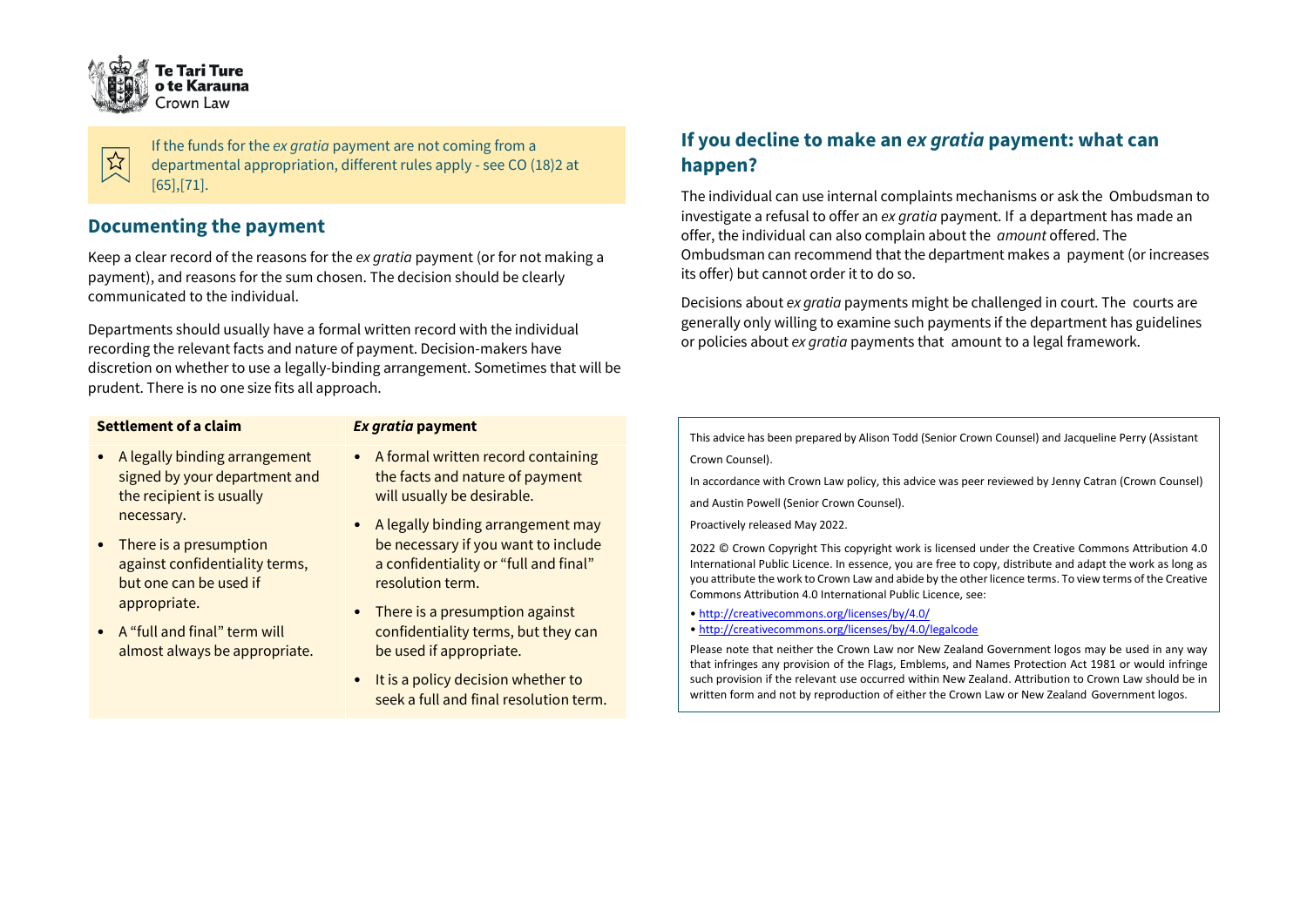Te Tari Ture o te Karauna
Crown Law

If the funds for the *ex gratia* payment are not coming from a departmental appropriation, different rules apply - see CO (18)2 at [65],[71].

## Documenting the payment

Keep a clear record of the reasons for the *ex gratia* payment (or for not making a payment), and reasons for the sum chosen. The decision should be clearly communicated to the individual.

Departments should usually have a formal written record with the individual recording the relevant facts and nature of payment. Decision-makers have discretion on whether to use a legally-binding arrangement. Sometimes that will be prudent. There is no one size fits all approach.

| Settlement of a claim | *Ex gratia* payment |
| --- | --- |
| • A legally binding arrangement signed by your department and the recipient is usually necessary.<br>• There is a presumption against confidentiality terms, but one can be used if appropriate.<br>• A "full and final" term will almost always be appropriate. | • A formal written record containing the facts and nature of payment will usually be desirable.<br>• A legally binding arrangement may be necessary if you want to include a confidentiality or "full and final" resolution term.<br>• There is a presumption against confidentiality terms, but they can be used if appropriate.<br>• It is a policy decision whether to seek a full and final resolution term. |

## If you decline to make an *ex gratia* payment: what can happen?

The individual can use internal complaints mechanisms or ask the Ombudsman to investigate a refusal to offer an *ex gratia* payment. If a department has made an offer, the individual can also complain about the *amount* offered. The Ombudsman can recommend that the department makes a payment (or increases its offer) but cannot order it to do so.

Decisions about *ex gratia* payments might be challenged in court. The courts are generally only willing to examine such payments if the department has guidelines or policies about *ex gratia* payments that amount to a legal framework.

This advice has been prepared by Alison Todd (Senior Crown Counsel) and Jacqueline Perry (Assistant Crown Counsel).

In accordance with Crown Law policy, this advice was peer reviewed by Jenny Catran (Crown Counsel) and Austin Powell (Senior Crown Counsel).

Proactively released May 2022.

2022 © Crown Copyright This copyright work is licensed under the Creative Commons Attribution 4.0 International Public Licence. In essence, you are free to copy, distribute and adapt the work as long as you attribute the work to Crown Law and abide by the other licence terms. To view terms of the Creative Commons Attribution 4.0 International Public Licence, see:

- http://creativecommons.org/licenses/by/4.0/
- http://creativecommons.org/licenses/by/4.0/legalcode

Please note that neither the Crown Law nor New Zealand Government logos may be used in any way that infringes any provision of the Flags, Emblems, and Names Protection Act 1981 or would infringe such provision if the relevant use occurred within New Zealand. Attribution to Crown Law should be in written form and not by reproduction of either the Crown Law or New Zealand Government logos.